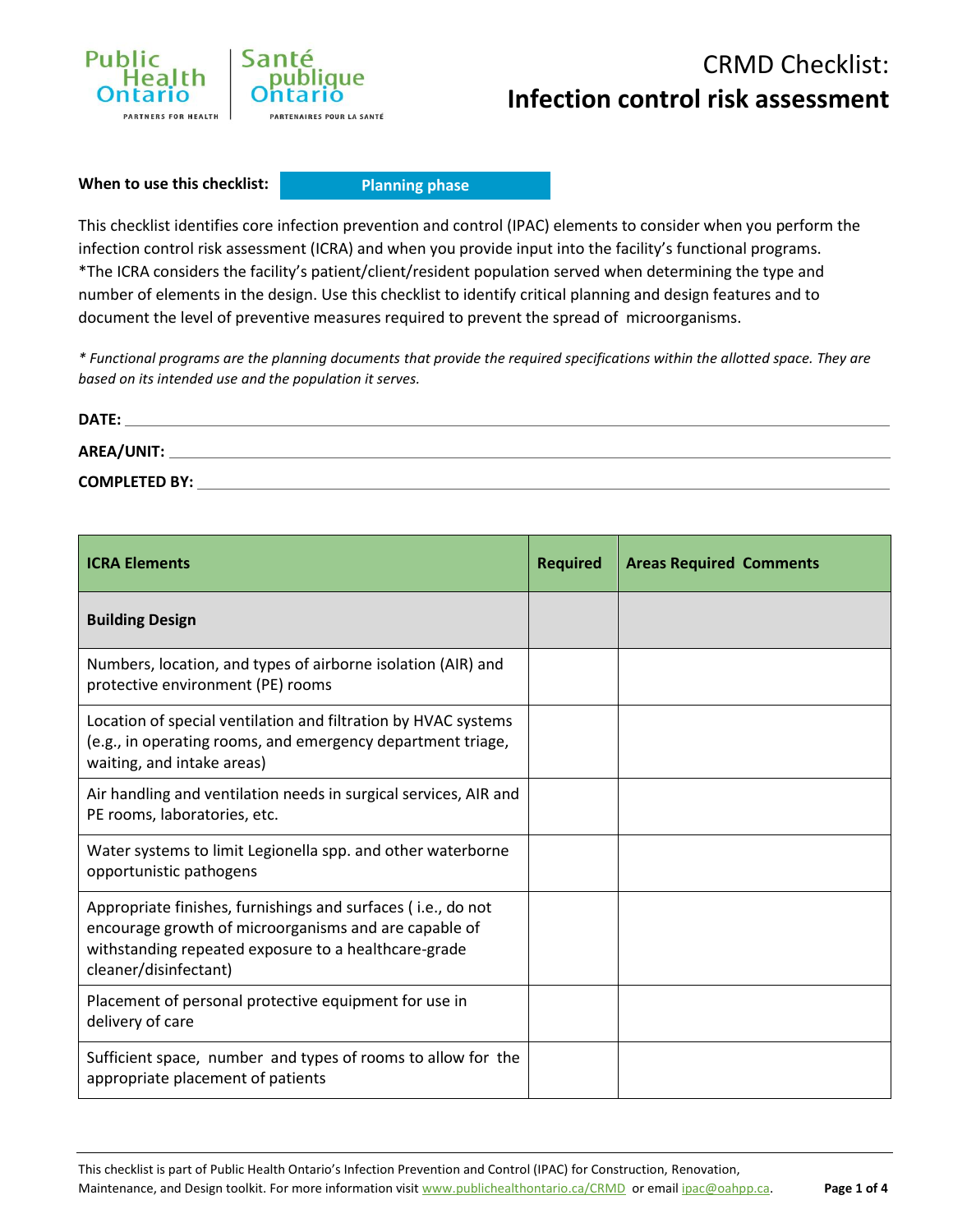# CRMD Checklist: Infection control risk assessment

**When to use this checklist:** **Planning phase**

This checklist identifies core infection prevention and control (IPAC) elements to consider when you perform the infection control risk assessment (ICRA) and when you provide input into the facility's functional programs. *The ICRA considers the facility's patient/client/resident population served when determining the type and number of elements in the design. Use this checklist to identify critical planning and design features and to document the level of preventive measures required to prevent the spread of microorganisms.

*\* Functional programs are the planning documents that provide the required specifications within the allotted space. They are based on its intended use and the population it serves.*

**DATE:** ____________________

**AREA/UNIT:** ____________________

**COMPLETED BY:** ____________________

| ICRA Elements | Required | Areas Required Comments |
|---|---|---|
| **Building Design** | | |
| Numbers, location, and types of airborne isolation (AIR) and protective environment (PE) rooms | | |
| Location of special ventilation and filtration by HVAC systems (e.g., in operating rooms, and emergency department triage, waiting, and intake areas) | | |
| Air handling and ventilation needs in surgical services, AIR and PE rooms, laboratories, etc. | | |
| Water systems to limit Legionella spp. and other waterborne opportunistic pathogens | | |
| Appropriate finishes, furnishings and surfaces ( i.e., do not encourage growth of microorganisms and are capable of withstanding repeated exposure to a healthcare-grade cleaner/disinfectant) | | |
| Placement of personal protective equipment for use in delivery of care | | |
| Sufficient space, number and types of rooms to allow for the appropriate placement of patients | | |

This checklist is part of Public Health Ontario's Infection Prevention and Control (IPAC) for Construction, Renovation, Maintenance, and Design toolkit. For more information visit www.publichealthontario.ca/CRMD or email ipac@oahpp.ca.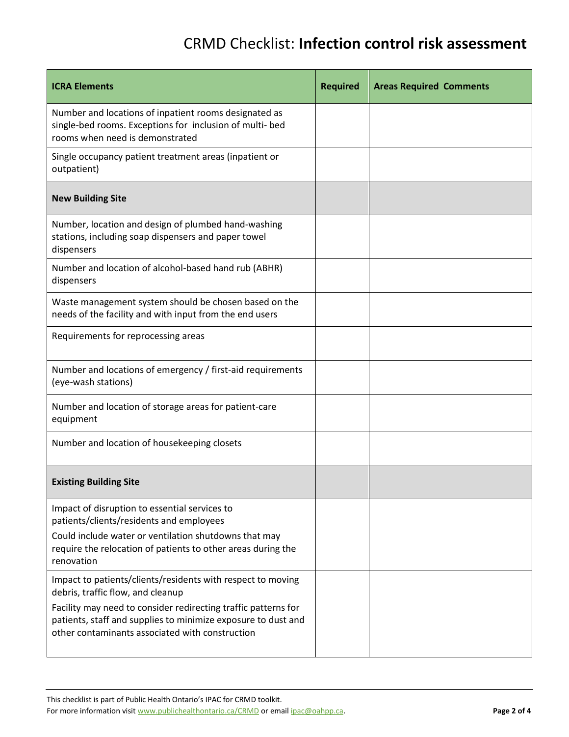# CRMD Checklist: **Infection control risk assessment**

| ICRA Elements | Required | Areas Required Comments |
|---|---|---|
| Number and locations of inpatient rooms designated as single-bed rooms. Exceptions for inclusion of multi- bed rooms when need is demonstrated | | |
| Single occupancy patient treatment areas (inpatient or outpatient) | | |
| **New Building Site** | | |
| Number, location and design of plumbed hand-washing stations, including soap dispensers and paper towel dispensers | | |
| Number and location of alcohol-based hand rub (ABHR) dispensers | | |
| Waste management system should be chosen based on the needs of the facility and with input from the end users | | |
| Requirements for reprocessing areas | | |
| Number and locations of emergency / first-aid requirements (eye-wash stations) | | |
| Number and location of storage areas for patient-care equipment | | |
| Number and location of housekeeping closets | | |
| **Existing Building Site** | | |
| Impact of disruption to essential services to patients/clients/residents and employees<br>Could include water or ventilation shutdowns that may require the relocation of patients to other areas during the renovation | | |
| Impact to patients/clients/residents with respect to moving debris, traffic flow, and cleanup<br>Facility may need to consider redirecting traffic patterns for patients, staff and supplies to minimize exposure to dust and other contaminants associated with construction | | |

This checklist is part of Public Health Ontario's IPAC for CRMD toolkit.
For more information visit www.publichealthontario.ca/CRMD or email ipac@oahpp.ca.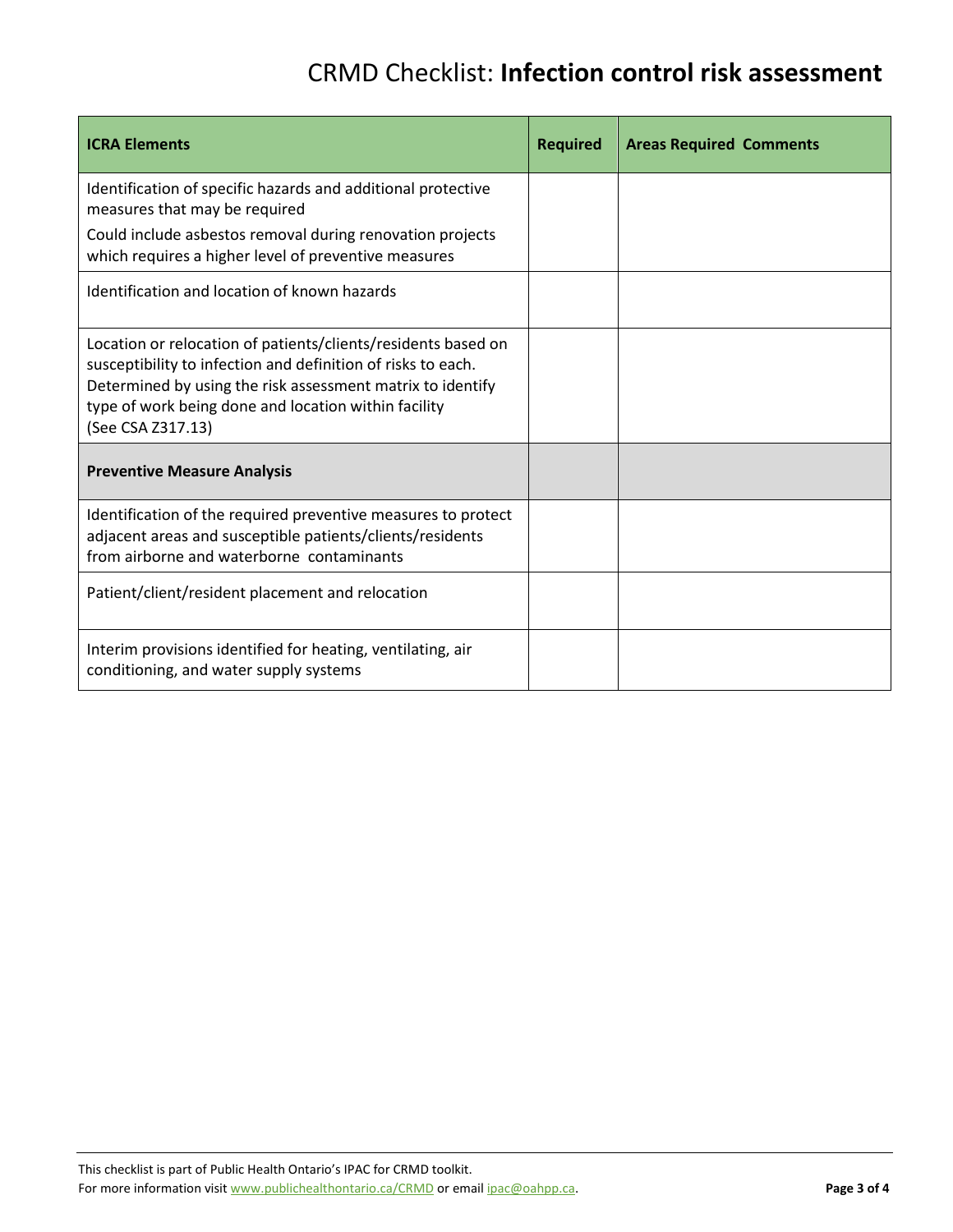# CRMD Checklist: **Infection control risk assessment**

| **ICRA Elements** | **Required** | **Areas Required Comments** |
|---|---|---|
| Identification of specific hazards and additional protective measures that may be required<br>Could include asbestos removal during renovation projects which requires a higher level of preventive measures | | |
| Identification and location of known hazards | | |
| Location or relocation of patients/clients/residents based on susceptibility to infection and definition of risks to each. Determined by using the risk assessment matrix to identify type of work being done and location within facility (See CSA Z317.13) | | |
| **Preventive Measure Analysis** | | |
| Identification of the required preventive measures to protect adjacent areas and susceptible patients/clients/residents from airborne and waterborne contaminants | | |
| Patient/client/resident placement and relocation | | |
| Interim provisions identified for heating, ventilating, air conditioning, and water supply systems | | |

This checklist is part of Public Health Ontario's IPAC for CRMD toolkit.
For more information visit www.publichealthontario.ca/CRMD or email ipac@oahpp.ca.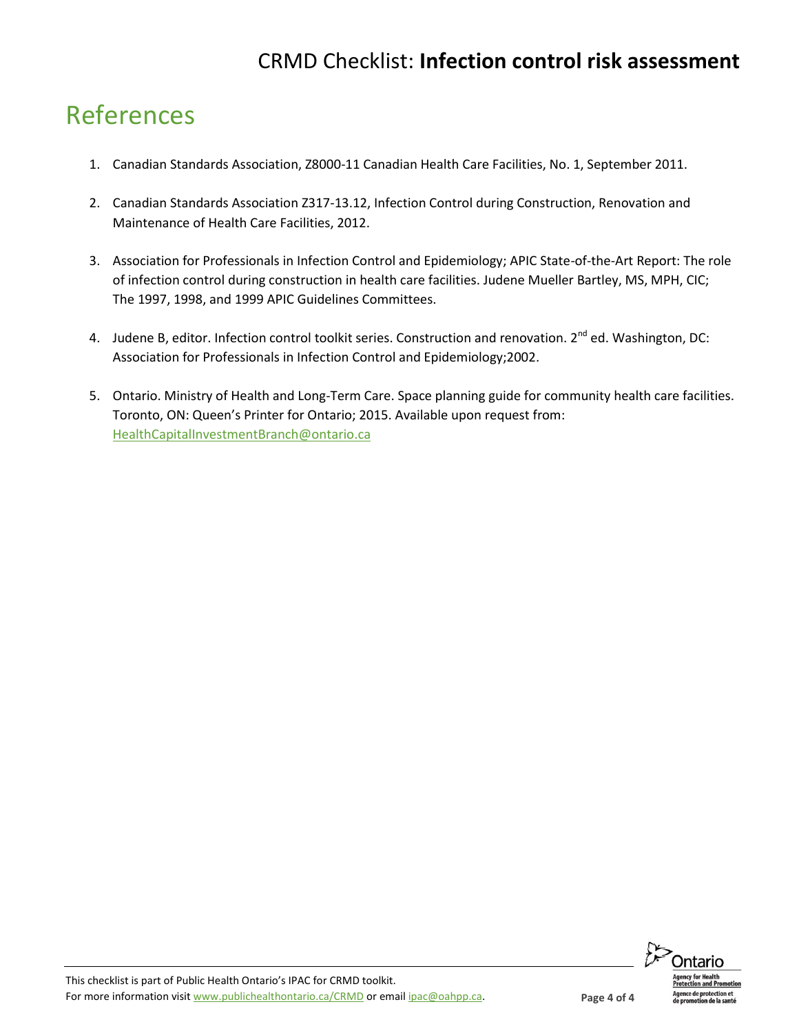# References

1. Canadian Standards Association, Z8000-11 Canadian Health Care Facilities, No. 1, September 2011.

2. Canadian Standards Association Z317-13.12, Infection Control during Construction, Renovation and Maintenance of Health Care Facilities, 2012.

3. Association for Professionals in Infection Control and Epidemiology; APIC State-of-the-Art Report: The role of infection control during construction in health care facilities. Judene Mueller Bartley, MS, MPH, CIC; The 1997, 1998, and 1999 APIC Guidelines Committees.

4. Judene B, editor. Infection control toolkit series. Construction and renovation. 2nd ed. Washington, DC: Association for Professionals in Infection Control and Epidemiology;2002.

5. Ontario. Ministry of Health and Long-Term Care. Space planning guide for community health care facilities. Toronto, ON: Queen's Printer for Ontario; 2015. Available upon request from: HealthCapitalInvestmentBranch@ontario.ca